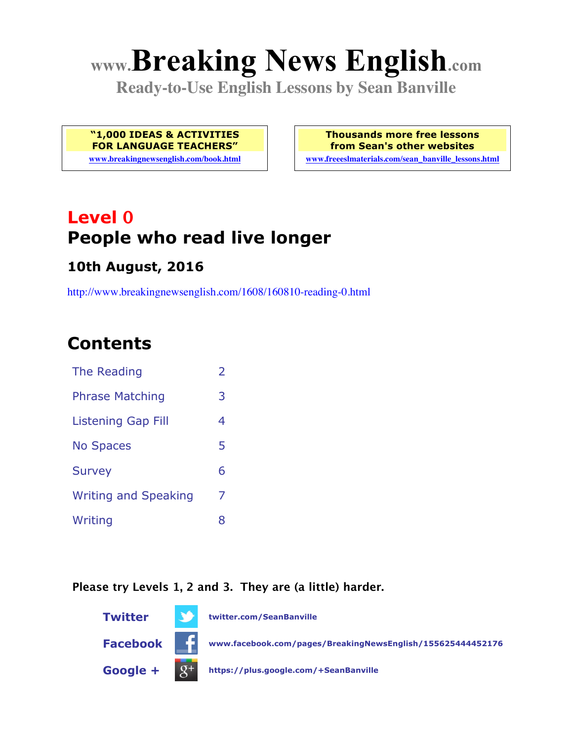# www.Breaking News English.com

**Ready-to-Use English Lessons by Sean Banville**

**"1,000 IDEAS & ACTIVITIES FOR LANGUAGE TEACHERS"**
www.breakingnewsenglish.com/book.html

**Thousands more free lessons from Sean's other websites**
www.freeeslmaterials.com/sean_banville_lessons.html

## Level 0
## People who read live longer

### 10th August, 2016

http://www.breakingnewsenglish.com/1608/160810-reading-0.html

## Contents

| | |
|---|---|
| The Reading | 2 |
| Phrase Matching | 3 |
| Listening Gap Fill | 4 |
| No Spaces | 5 |
| Survey | 6 |
| Writing and Speaking | 7 |
| Writing | 8 |

**Please try Levels 1, 2 and 3. They are (a little) harder.**

**Twitter** twitter.com/SeanBanville

**Facebook** www.facebook.com/pages/BreakingNewsEnglish/155625444452176

**Google +** https://plus.google.com/+SeanBanville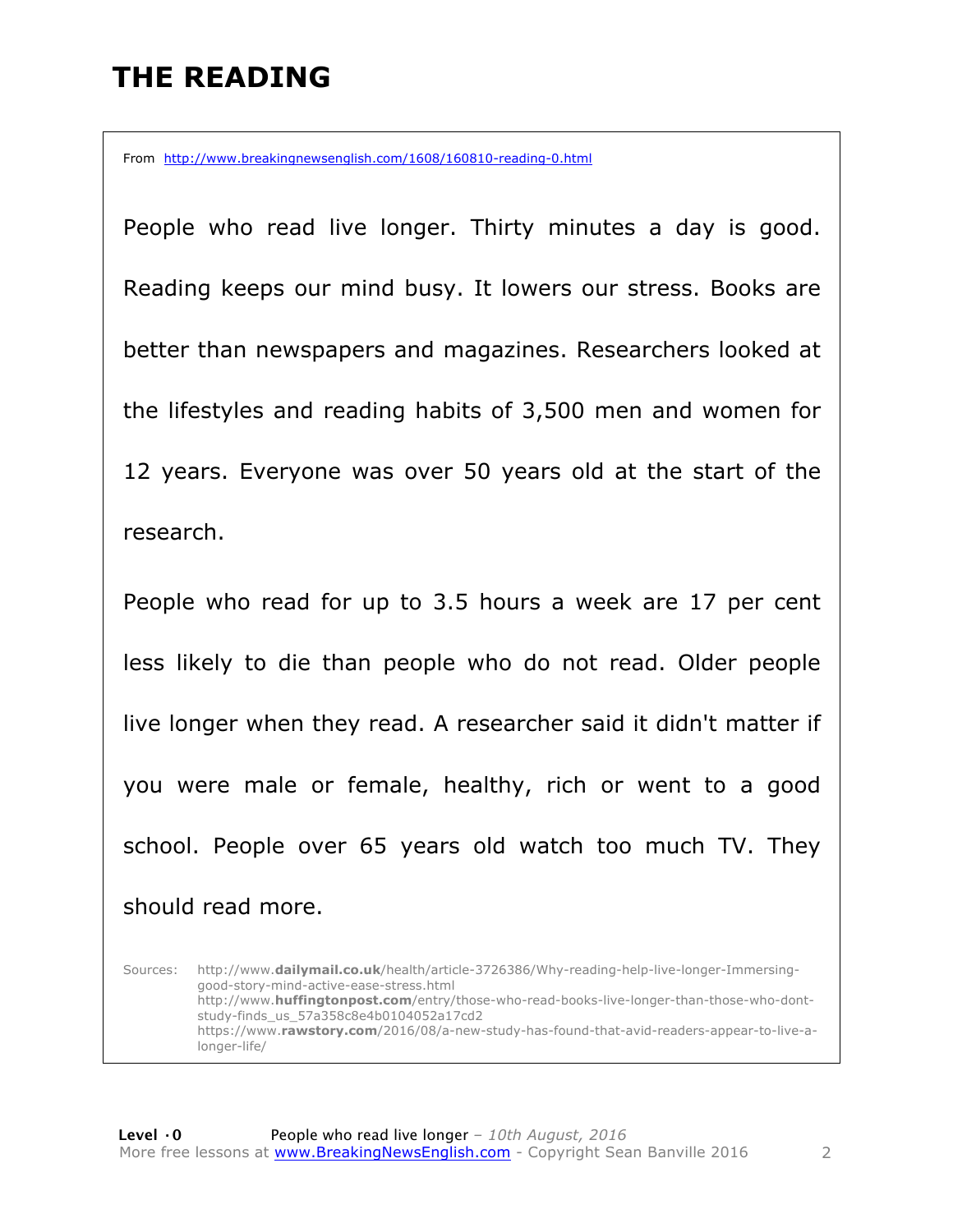# THE READING

From http://www.breakingnewsenglish.com/1608/160810-reading-0.html

People who read live longer. Thirty minutes a day is good. Reading keeps our mind busy. It lowers our stress. Books are better than newspapers and magazines. Researchers looked at the lifestyles and reading habits of 3,500 men and women for 12 years. Everyone was over 50 years old at the start of the research.

People who read for up to 3.5 hours a week are 17 per cent less likely to die than people who do not read. Older people live longer when they read. A researcher said it didn't matter if you were male or female, healthy, rich or went to a good school. People over 65 years old watch too much TV. They should read more.

Sources: http://www.**dailymail.co.uk**/health/article-3726386/Why-reading-help-live-longer-Immersing-good-story-mind-active-ease-stress.html
http://www.**huffingtonpost.com**/entry/those-who-read-books-live-longer-than-those-who-dont-study-finds_us_57a358c8e4b0104052a17cd2
https://www.**rawstory.com**/2016/08/a-new-study-has-found-that-avid-readers-appear-to-live-a-longer-life/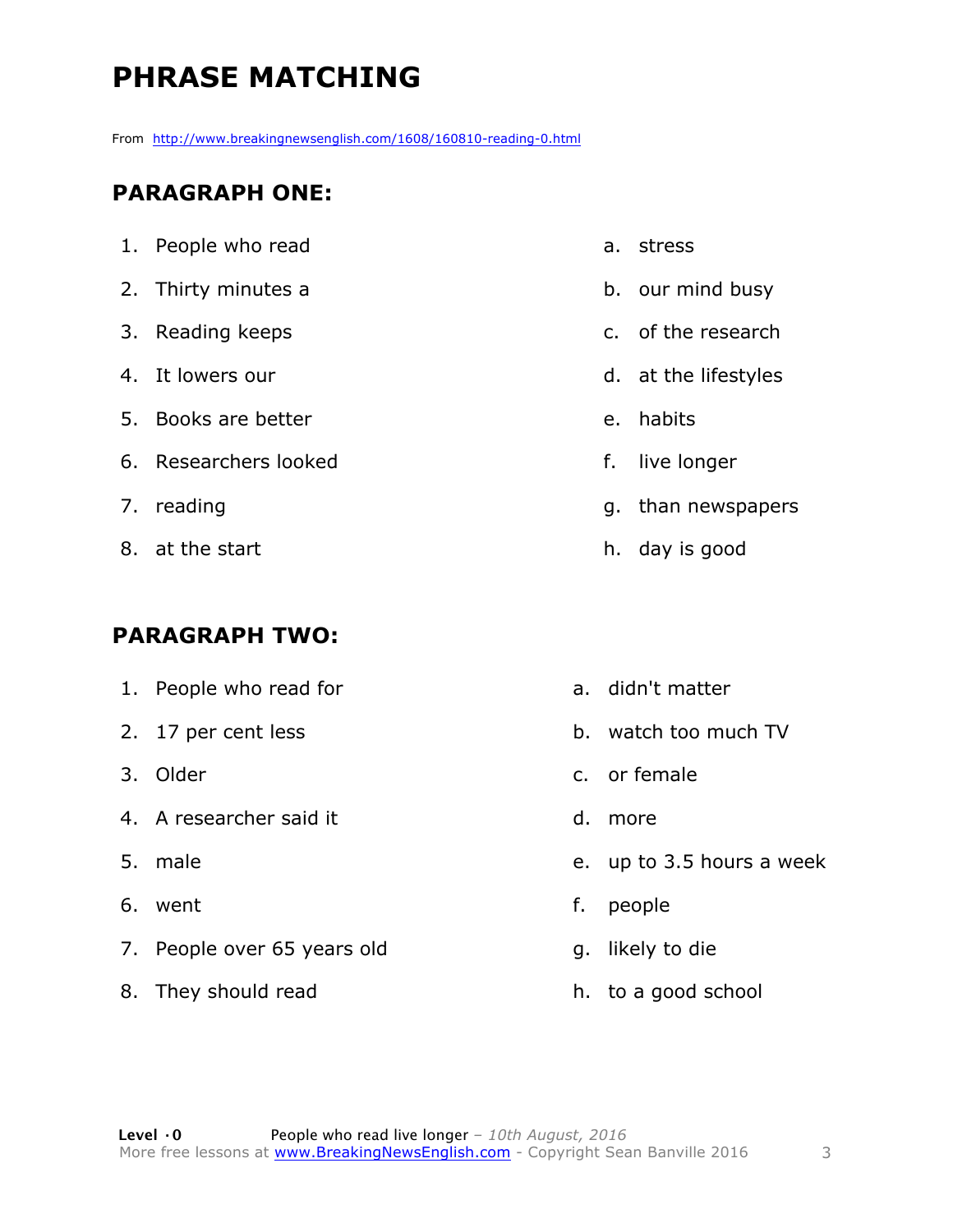# PHRASE MATCHING

From http://www.breakingnewsenglish.com/1608/160810-reading-0.html

## PARAGRAPH ONE:

| | |
|---|---|
| 1. People who read | a. stress |
| 2. Thirty minutes a | b. our mind busy |
| 3. Reading keeps | c. of the research |
| 4. It lowers our | d. at the lifestyles |
| 5. Books are better | e. habits |
| 6. Researchers looked | f. live longer |
| 7. reading | g. than newspapers |
| 8. at the start | h. day is good |

## PARAGRAPH TWO:

| | |
|---|---|
| 1. People who read for | a. didn't matter |
| 2. 17 per cent less | b. watch too much TV |
| 3. Older | c. or female |
| 4. A researcher said it | d. more |
| 5. male | e. up to 3.5 hours a week |
| 6. went | f. people |
| 7. People over 65 years old | g. likely to die |
| 8. They should read | h. to a good school |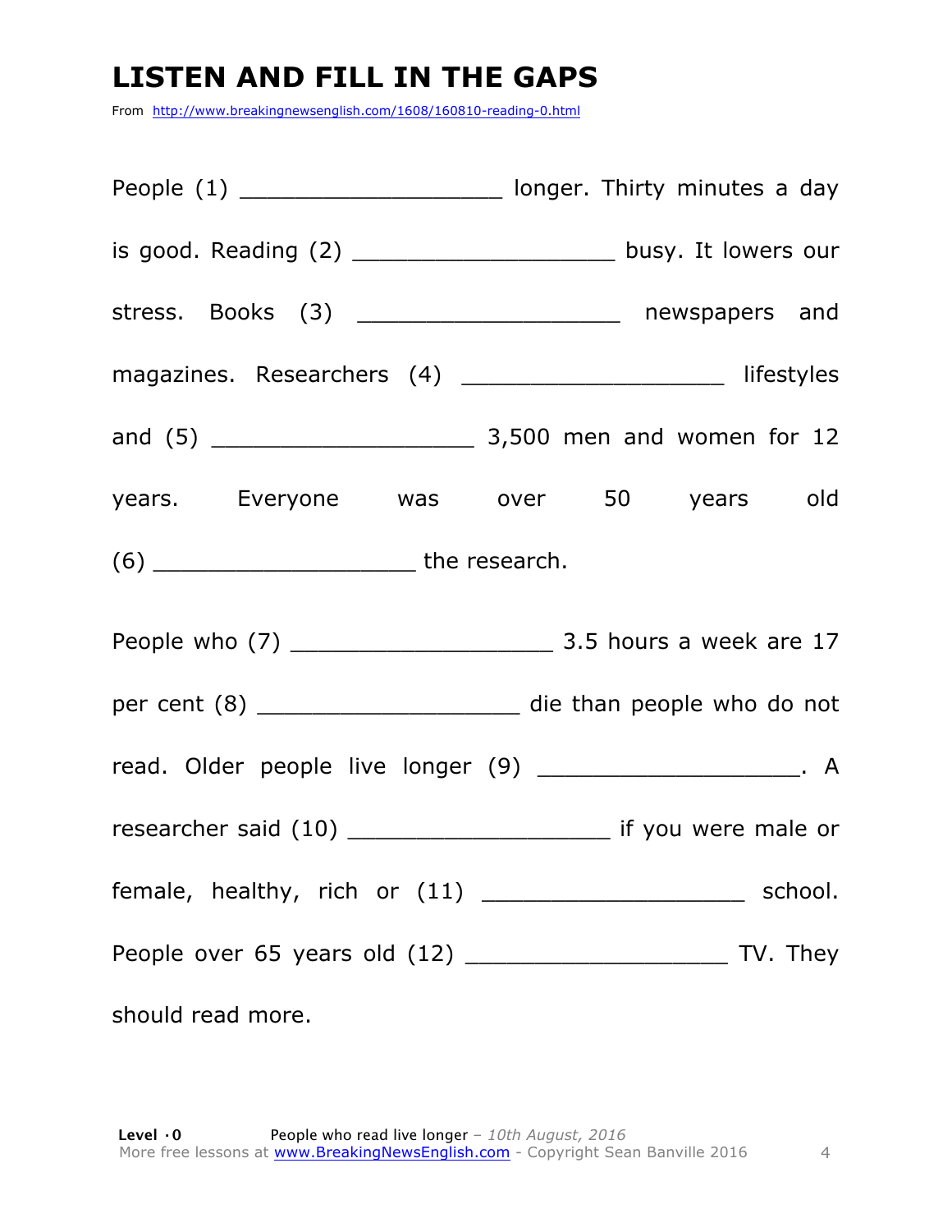# LISTEN AND FILL IN THE GAPS

From http://www.breakingnewsenglish.com/1608/160810-reading-0.html

People (1) ___________________ longer. Thirty minutes a day is good. Reading (2) ___________________ busy. It lowers our stress. Books (3) ___________________ newspapers and magazines. Researchers (4) ___________________ lifestyles and (5) ___________________ 3,500 men and women for 12 years. Everyone was over 50 years old (6) ___________________ the research.

People who (7) ___________________ 3.5 hours a week are 17 per cent (8) ___________________ die than people who do not read. Older people live longer (9) ___________________. A researcher said (10) ___________________ if you were male or female, healthy, rich or (11) ___________________ school. People over 65 years old (12) ___________________ TV. They should read more.

**Level · 0** People who read live longer – *10th August, 2016*
More free lessons at www.BreakingNewsEnglish.com - Copyright Sean Banville 2016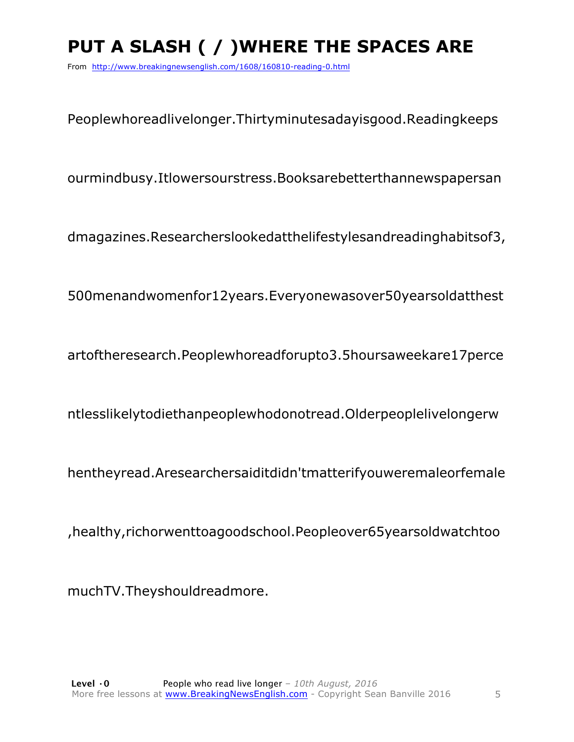# PUT A SLASH ( / )WHERE THE SPACES ARE

From http://www.breakingnewsenglish.com/1608/160810-reading-0.html

Peoplewhoreadlivelonger.Thirtyminutesadayisgood.Readingkeeps

ourmindbusy.Itlowersourstress.Booksarebetterthannewspapersan

dmagazines.Researcherslookedatthelifestylesandreadinghabitsof3,

500menandwomenfor12years.Everyonewasover50yearsoldatthest

artoftheresearch.Peoplewhoreadforupto3.5hoursaweekare17perce

ntlesslikelytodiethanpeoplewhodonotread.Olderpeoplelivelongerw

hentheyread.Aresearchersaiditdidn'tmatterifyouweremaleorfemale

,healthy,richorwenttoagoodschool.Peopleover65yearsoldwatchtoo

muchTV.Theyshouldreadmore.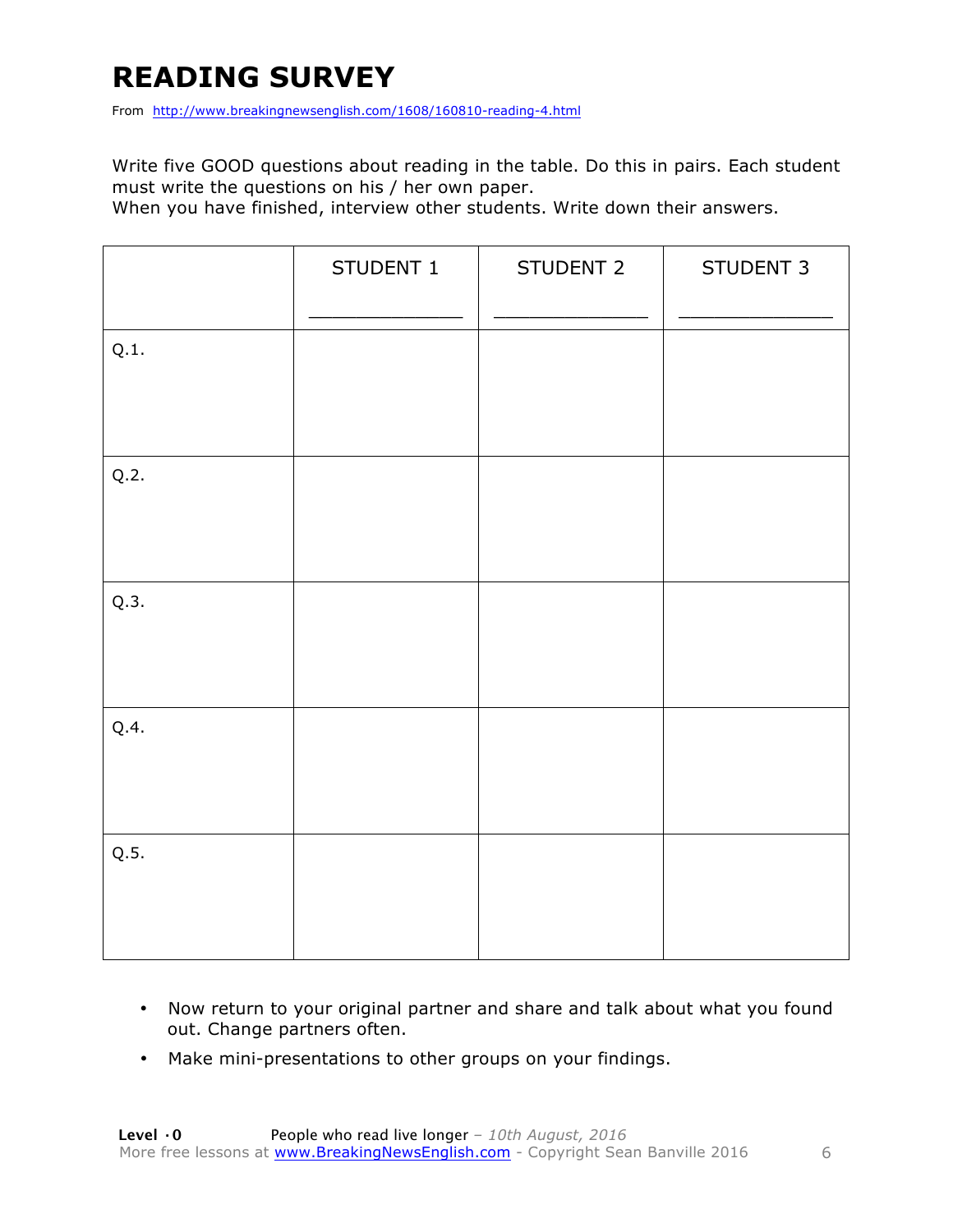# READING SURVEY

From http://www.breakingnewsenglish.com/1608/160810-reading-4.html

Write five GOOD questions about reading in the table. Do this in pairs. Each student must write the questions on his / her own paper.
When you have finished, interview other students. Write down their answers.

| | STUDENT 1<br>_____________ | STUDENT 2<br>_____________ | STUDENT 3<br>_____________ |
|---|---|---|---|
| Q.1. | | | |
| Q.2. | | | |
| Q.3. | | | |
| Q.4. | | | |
| Q.5. | | | |

- Now return to your original partner and share and talk about what you found out. Change partners often.
- Make mini-presentations to other groups on your findings.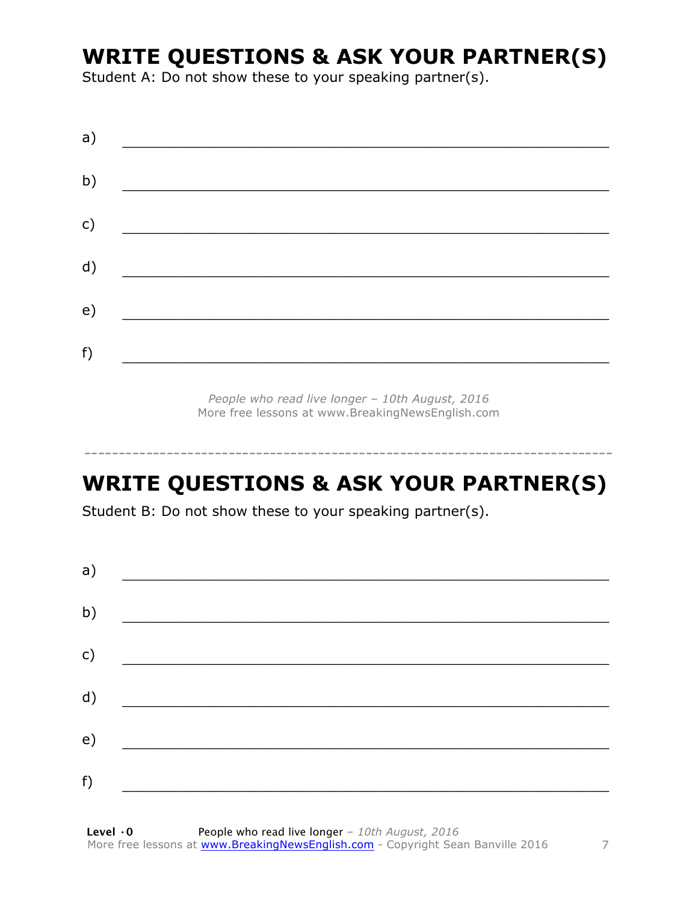## WRITE QUESTIONS & ASK YOUR PARTNER(S)

Student A: Do not show these to your speaking partner(s).

a) ___________________________________________________________

b) ___________________________________________________________

c) ___________________________________________________________

d) ___________________________________________________________

e) ___________________________________________________________

f) ___________________________________________________________

*People who read live longer – 10th August, 2016*
More free lessons at www.BreakingNewsEnglish.com

-----------------------------------------------------------------------------

## WRITE QUESTIONS & ASK YOUR PARTNER(S)

Student B: Do not show these to your speaking partner(s).

a) ___________________________________________________________

b) ___________________________________________________________

c) ___________________________________________________________

d) ___________________________________________________________

e) ___________________________________________________________

f) ___________________________________________________________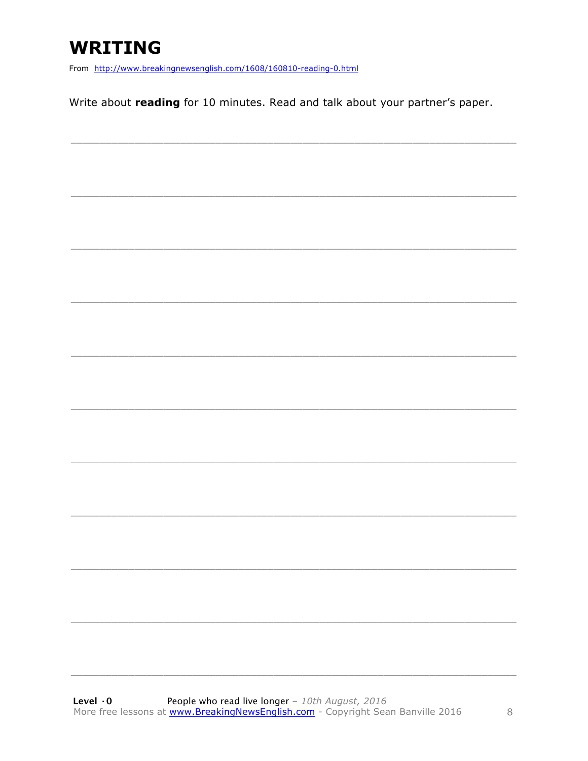# WRITING

From http://www.breakingnewsenglish.com/1608/160810-reading-0.html

Write about **reading** for 10 minutes. Read and talk about your partner's paper.

___________________________________________________________________________

___________________________________________________________________________

___________________________________________________________________________

___________________________________________________________________________

___________________________________________________________________________

___________________________________________________________________________

___________________________________________________________________________

___________________________________________________________________________

___________________________________________________________________________

___________________________________________________________________________

___________________________________________________________________________